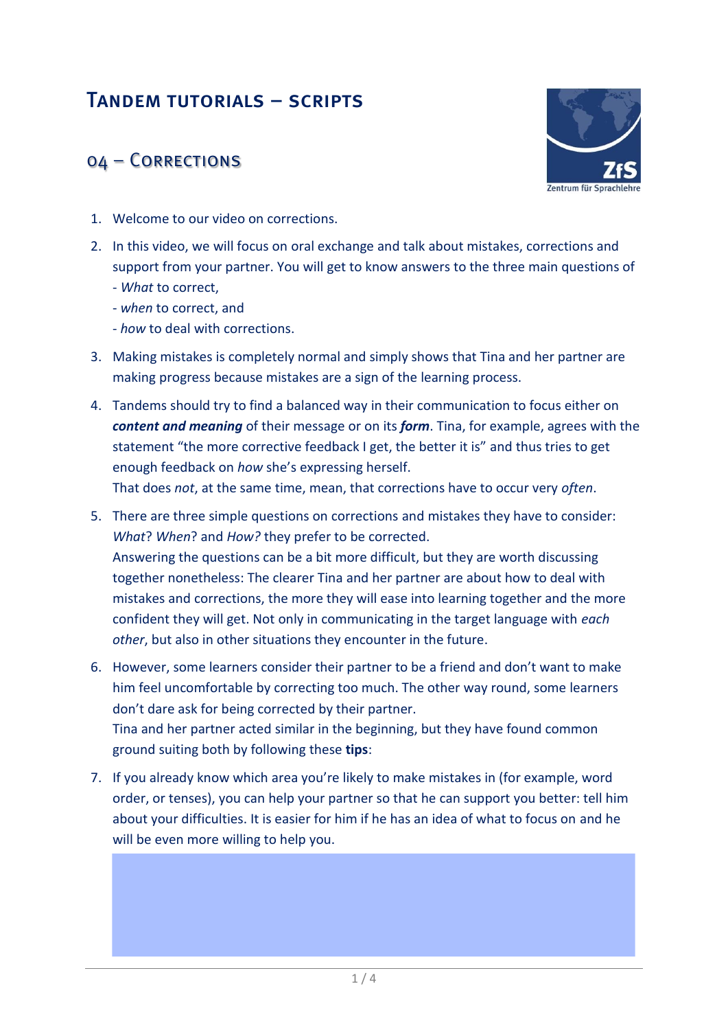# Tandem tutorials – scripts

## 04 – Corrections

1. Welcome to our video on corrections.

2. In this video, we will focus on oral exchange and talk about mistakes, corrections and support from your partner. You will get to know answers to the three main questions of
   - *What* to correct,
   - *when* to correct, and
   - *how* to deal with corrections.

3. Making mistakes is completely normal and simply shows that Tina and her partner are making progress because mistakes are a sign of the learning process.

4. Tandems should try to find a balanced way in their communication to focus either on ***content and meaning*** of their message or on its ***form***. Tina, for example, agrees with the statement "the more corrective feedback I get, the better it is" and thus tries to get enough feedback on *how* she's expressing herself.
   That does *not*, at the same time, mean, that corrections have to occur very *often*.

5. There are three simple questions on corrections and mistakes they have to consider: *What*? *When*? and *How?* they prefer to be corrected.
   Answering the questions can be a bit more difficult, but they are worth discussing together nonetheless: The clearer Tina and her partner are about how to deal with mistakes and corrections, the more they will ease into learning together and the more confident they will get. Not only in communicating in the target language with *each other*, but also in other situations they encounter in the future.

6. However, some learners consider their partner to be a friend and don't want to make him feel uncomfortable by correcting too much. The other way round, some learners don't dare ask for being corrected by their partner.
   Tina and her partner acted similar in the beginning, but they have found common ground suiting both by following these **tips**:

7. If you already know which area you're likely to make mistakes in (for example, word order, or tenses), you can help your partner so that he can support you better: tell him about your difficulties. It is easier for him if he has an idea of what to focus on and he will be even more willing to help you.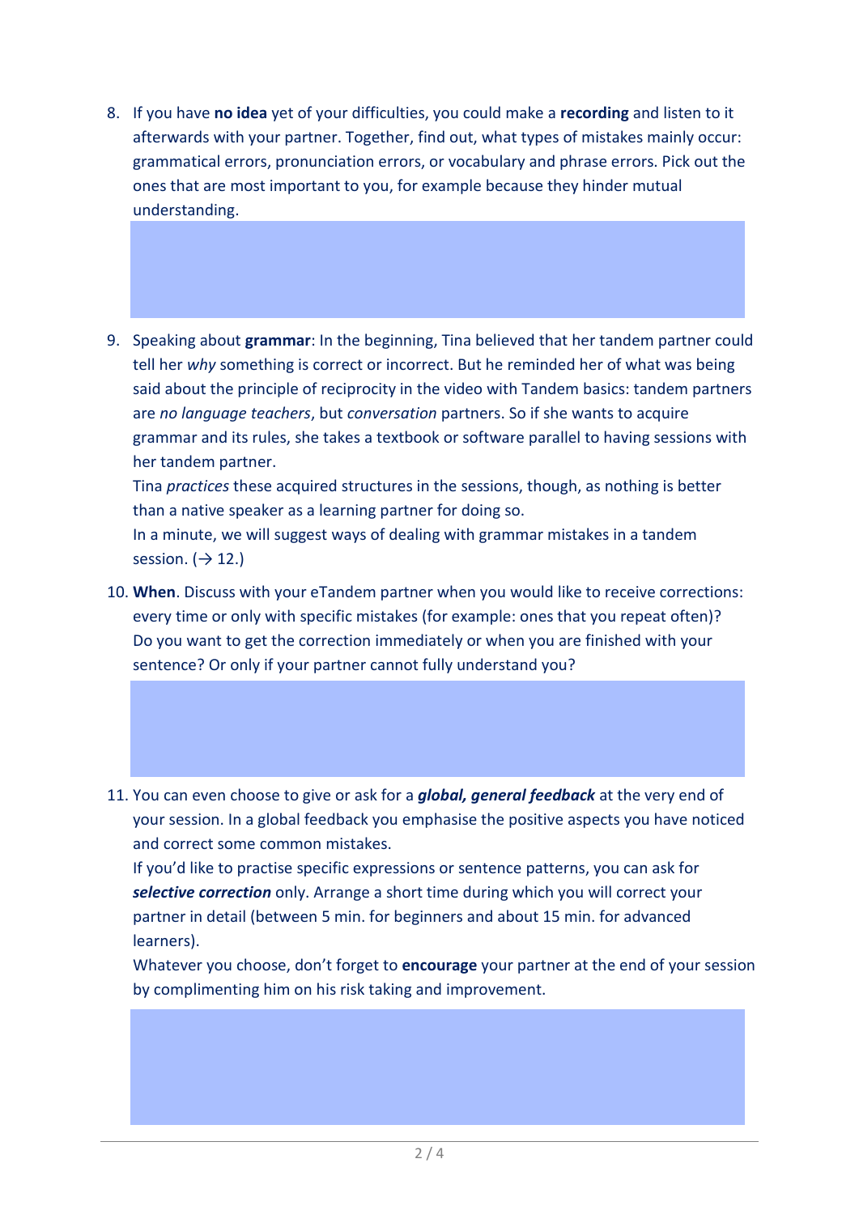8. If you have **no idea** yet of your difficulties, you could make a **recording** and listen to it afterwards with your partner. Together, find out, what types of mistakes mainly occur: grammatical errors, pronunciation errors, or vocabulary and phrase errors. Pick out the ones that are most important to you, for example because they hinder mutual understanding.

9. Speaking about **grammar**: In the beginning, Tina believed that her tandem partner could tell her *why* something is correct or incorrect. But he reminded her of what was being said about the principle of reciprocity in the video with Tandem basics: tandem partners are *no language teachers*, but *conversation* partners. So if she wants to acquire grammar and its rules, she takes a textbook or software parallel to having sessions with her tandem partner.
   Tina *practices* these acquired structures in the sessions, though, as nothing is better than a native speaker as a learning partner for doing so.
   In a minute, we will suggest ways of dealing with grammar mistakes in a tandem session. (→ 12.)

10. **When**. Discuss with your eTandem partner when you would like to receive corrections: every time or only with specific mistakes (for example: ones that you repeat often)? Do you want to get the correction immediately or when you are finished with your sentence? Or only if your partner cannot fully understand you?

11. You can even choose to give or ask for a ***global, general feedback*** at the very end of your session. In a global feedback you emphasise the positive aspects you have noticed and correct some common mistakes.
    If you'd like to practise specific expressions or sentence patterns, you can ask for ***selective correction*** only. Arrange a short time during which you will correct your partner in detail (between 5 min. for beginners and about 15 min. for advanced learners).
    Whatever you choose, don't forget to **encourage** your partner at the end of your session by complimenting him on his risk taking and improvement.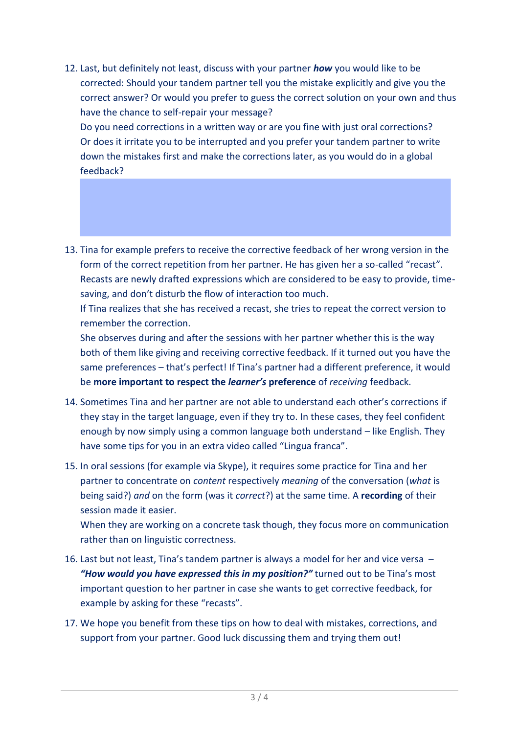12. Last, but definitely not least, discuss with your partner ***how*** you would like to be corrected: Should your tandem partner tell you the mistake explicitly and give you the correct answer? Or would you prefer to guess the correct solution on your own and thus have the chance to self-repair your message?
    Do you need corrections in a written way or are you fine with just oral corrections? Or does it irritate you to be interrupted and you prefer your tandem partner to write down the mistakes first and make the corrections later, as you would do in a global feedback?

13. Tina for example prefers to receive the corrective feedback of her wrong version in the form of the correct repetition from her partner. He has given her a so-called "recast". Recasts are newly drafted expressions which are considered to be easy to provide, time-saving, and don't disturb the flow of interaction too much.
    If Tina realizes that she has received a recast, she tries to repeat the correct version to remember the correction.
    She observes during and after the sessions with her partner whether this is the way both of them like giving and receiving corrective feedback. If it turned out you have the same preferences – that's perfect! If Tina's partner had a different preference, it would be **more important to respect the *learner's* preference** of *receiving* feedback.

14. Sometimes Tina and her partner are not able to understand each other's corrections if they stay in the target language, even if they try to. In these cases, they feel confident enough by now simply using a common language both understand – like English. They have some tips for you in an extra video called "Lingua franca".

15. In oral sessions (for example via Skype), it requires some practice for Tina and her partner to concentrate on *content* respectively *meaning* of the conversation (*what* is being said?) *and* on the form (was it *correct*?) at the same time. A **recording** of their session made it easier.
    When they are working on a concrete task though, they focus more on communication rather than on linguistic correctness.

16. Last but not least, Tina's tandem partner is always a model for her and vice versa – ***"How would you have expressed this in my position?"*** turned out to be Tina's most important question to her partner in case she wants to get corrective feedback, for example by asking for these "recasts".

17. We hope you benefit from these tips on how to deal with mistakes, corrections, and support from your partner. Good luck discussing them and trying them out!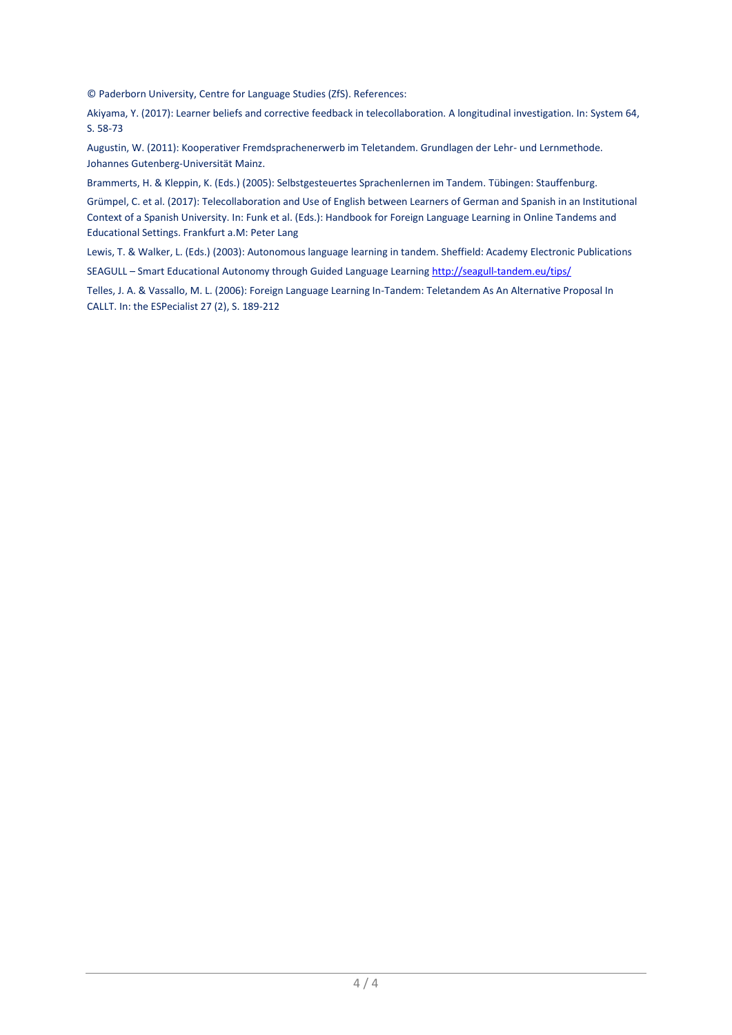© Paderborn University, Centre for Language Studies (ZfS). References:

Akiyama, Y. (2017): Learner beliefs and corrective feedback in telecollaboration. A longitudinal investigation. In: System 64, S. 58-73

Augustin, W. (2011): Kooperativer Fremdsprachenerwerb im Teletandem. Grundlagen der Lehr- und Lernmethode. Johannes Gutenberg-Universität Mainz.

Brammerts, H. & Kleppin, K. (Eds.) (2005): Selbstgesteuertes Sprachenlernen im Tandem. Tübingen: Stauffenburg.

Grümpel, C. et al. (2017): Telecollaboration and Use of English between Learners of German and Spanish in an Institutional Context of a Spanish University. In: Funk et al. (Eds.): Handbook for Foreign Language Learning in Online Tandems and Educational Settings. Frankfurt a.M: Peter Lang

Lewis, T. & Walker, L. (Eds.) (2003): Autonomous language learning in tandem. Sheffield: Academy Electronic Publications

SEAGULL – Smart Educational Autonomy through Guided Language Learning http://seagull-tandem.eu/tips/

Telles, J. A. & Vassallo, M. L. (2006): Foreign Language Learning In-Tandem: Teletandem As An Alternative Proposal In CALLT. In: the ESPecialist 27 (2), S. 189-212